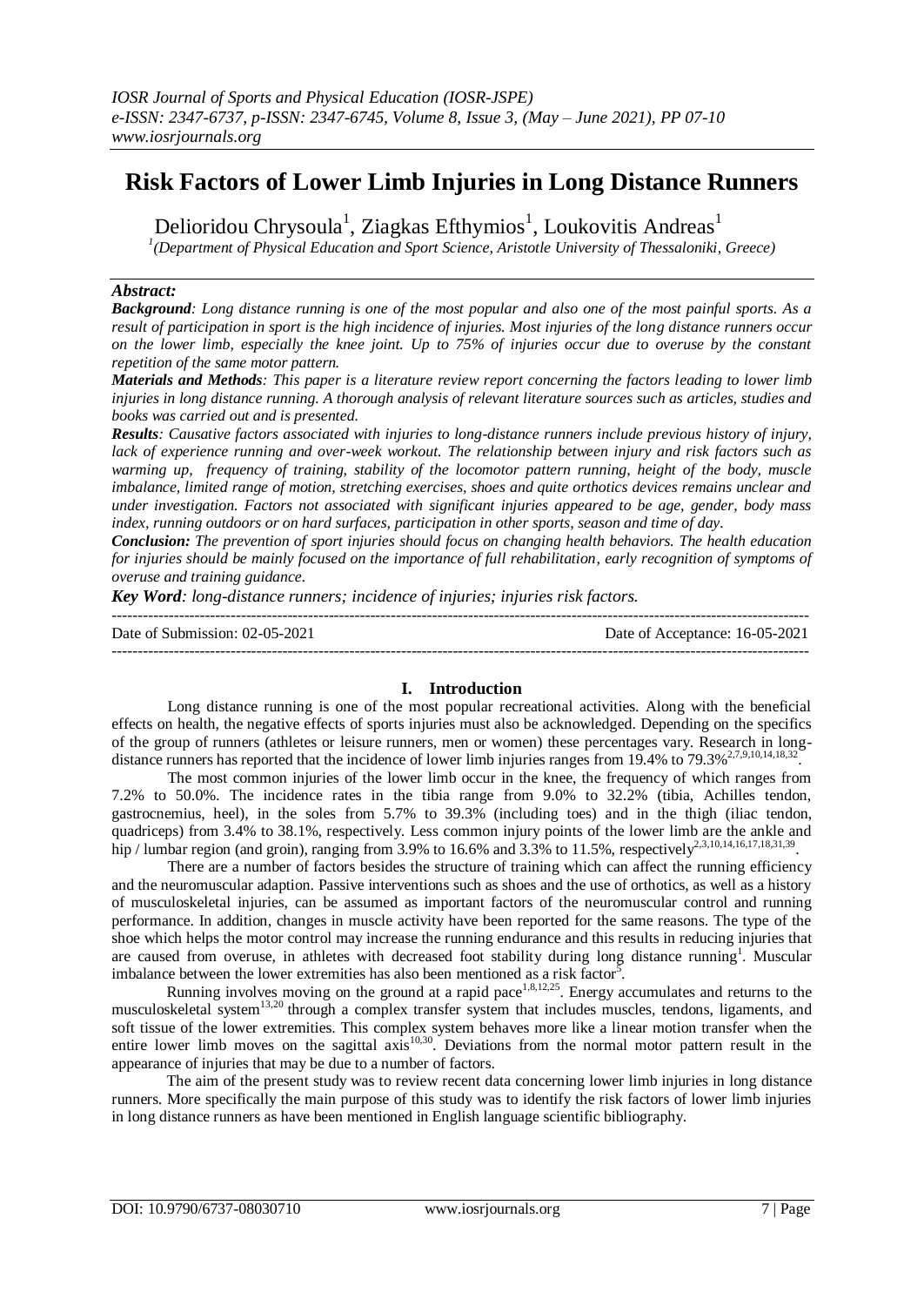# Risk Factors of Lower Limb Injuries in Long Distance Runners

Delioridou Chrysoula[1], Ziagkas Efthymios[1], Loukovitis Andreas[1]

[1](Department of Physical Education and Sport Science, Aristotle University of Thessaloniki, Greece)

***Abstract:***

***Background**: Long distance running is one of the most popular and also one of the most painful sports. As a result of participation in sport is the high incidence of injuries. Most injuries of the long distance runners occur on the lower limb, especially the knee joint. Up to 75% of injuries occur due to overuse by the constant repetition of the same motor pattern.*

***Materials and Methods**: This paper is a literature review report concerning the factors leading to lower limb injuries in long distance running. A thorough analysis of relevant literature sources such as articles, studies and books was carried out and is presented.*

***Results**: Causative factors associated with injuries to long-distance runners include previous history of injury, lack of experience running and over-week workout. The relationship between injury and risk factors such as warming up, frequency of training, stability of the locomotor pattern running, height of the body, muscle imbalance, limited range of motion, stretching exercises, shoes and quite orthotics devices remains unclear and under investigation. Factors not associated with significant injuries appeared to be age, gender, body mass index, running outdoors or on hard surfaces, participation in other sports, season and time of day.*

***Conclusion:** The prevention of sport injuries should focus on changing health behaviors. The health education for injuries should be mainly focused on the importance of full rehabilitation, early recognition of symptoms of overuse and training guidance.*

***Key Word**: long-distance runners; incidence of injuries; injuries risk factors.*

Date of Submission: 02-05-2021 Date of Acceptance: 16-05-2021

## I. Introduction

Long distance running is one of the most popular recreational activities. Along with the beneficial effects on health, the negative effects of sports injuries must also be acknowledged. Depending on the specifics of the group of runners (athletes or leisure runners, men or women) these percentages vary. Research in long-distance runners has reported that the incidence of lower limb injuries ranges from 19.4% to 79.3%[2,7,9,10,14,18,32].

The most common injuries of the lower limb occur in the knee, the frequency of which ranges from 7.2% to 50.0%. The incidence rates in the tibia range from 9.0% to 32.2% (tibia, Achilles tendon, gastrocnemius, heel), in the soles from 5.7% to 39.3% (including toes) and in the thigh (iliac tendon, quadriceps) from 3.4% to 38.1%, respectively. Less common injury points of the lower limb are the ankle and hip / lumbar region (and groin), ranging from 3.9% to 16.6% and 3.3% to 11.5%, respectively[2,3,10,14,16,17,18,31,39].

There are a number of factors besides the structure of training which can affect the running efficiency and the neuromuscular adaption. Passive interventions such as shoes and the use of orthotics, as well as a history of musculoskeletal injuries, can be assumed as important factors of the neuromuscular control and running performance. In addition, changes in muscle activity have been reported for the same reasons. The type of the shoe which helps the motor control may increase the running endurance and this results in reducing injuries that are caused from overuse, in athletes with decreased foot stability during long distance running[1]. Muscular imbalance between the lower extremities has also been mentioned as a risk factor[5].

Running involves moving on the ground at a rapid pace[1,8,12,25]. Energy accumulates and returns to the musculoskeletal system[13,20] through a complex transfer system that includes muscles, tendons, ligaments, and soft tissue of the lower extremities. This complex system behaves more like a linear motion transfer when the entire lower limb moves on the sagittal axis[10,30]. Deviations from the normal motor pattern result in the appearance of injuries that may be due to a number of factors.

The aim of the present study was to review recent data concerning lower limb injuries in long distance runners. More specifically the main purpose of this study was to identify the risk factors of lower limb injuries in long distance runners as have been mentioned in English language scientific bibliography.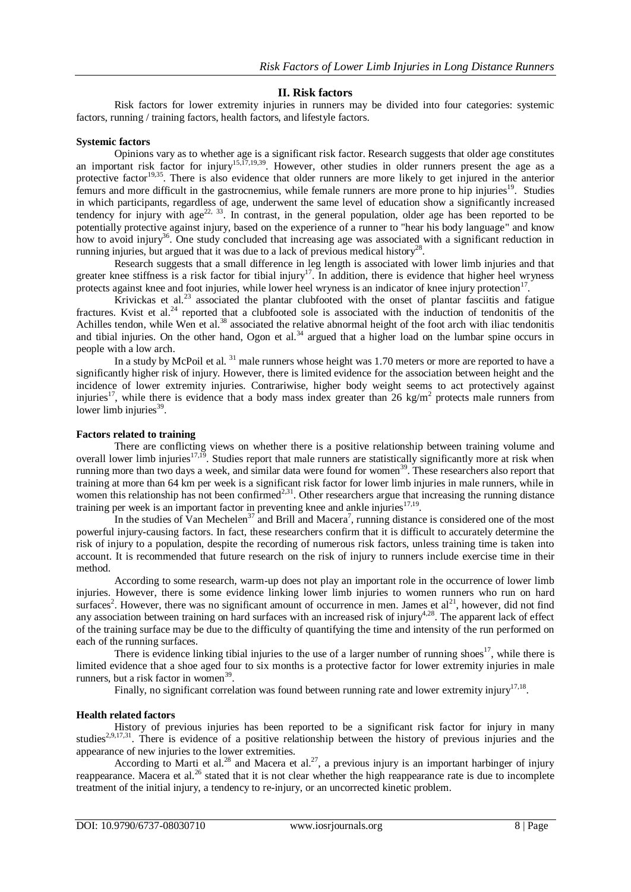## II. Risk factors

Risk factors for lower extremity injuries in runners may be divided into four categories: systemic factors, running / training factors, health factors, and lifestyle factors.

### Systemic factors

Opinions vary as to whether age is a significant risk factor. Research suggests that older age constitutes an important risk factor for injury[15,17,19,39]. However, other studies in older runners present the age as a protective factor[19,35]. There is also evidence that older runners are more likely to get injured in the anterior femurs and more difficult in the gastrocnemius, while female runners are more prone to hip injuries[19]. Studies in which participants, regardless of age, underwent the same level of education show a significantly increased tendency for injury with age[22, 33]. In contrast, in the general population, older age has been reported to be potentially protective against injury, based on the experience of a runner to "hear his body language" and know how to avoid injury[36]. One study concluded that increasing age was associated with a significant reduction in running injuries, but argued that it was due to a lack of previous medical history[28].

Research suggests that a small difference in leg length is associated with lower limb injuries and that greater knee stiffness is a risk factor for tibial injury[17]. In addition, there is evidence that higher heel wryness protects against knee and foot injuries, while lower heel wryness is an indicator of knee injury protection[17].

Krivickas et al.[23] associated the plantar clubfooted with the onset of plantar fasciitis and fatigue fractures. Kvist et al.[24] reported that a clubfooted sole is associated with the induction of tendonitis of the Achilles tendon, while Wen et al.[38] associated the relative abnormal height of the foot arch with iliac tendonitis and tibial injuries. On the other hand, Ogon et al.[34] argued that a higher load on the lumbar spine occurs in people with a low arch.

In a study by McPoil et al. [31] male runners whose height was 1.70 meters or more are reported to have a significantly higher risk of injury. However, there is limited evidence for the association between height and the incidence of lower extremity injuries. Contrariwise, higher body weight seems to act protectively against injuries[17], while there is evidence that a body mass index greater than 26 $kg/m^2$ protects male runners from lower limb injuries[39].

### Factors related to training

There are conflicting views on whether there is a positive relationship between training volume and overall lower limb injuries[17,19]. Studies report that male runners are statistically significantly more at risk when running more than two days a week, and similar data were found for women[39]. These researchers also report that training at more than 64 km per week is a significant risk factor for lower limb injuries in male runners, while in women this relationship has not been confirmed[2,31]. Other researchers argue that increasing the running distance training per week is an important factor in preventing knee and ankle injuries[17,19].

In the studies of Van Mechelen[37] and Brill and Macera[7], running distance is considered one of the most powerful injury-causing factors. In fact, these researchers confirm that it is difficult to accurately determine the risk of injury to a population, despite the recording of numerous risk factors, unless training time is taken into account. It is recommended that future research on the risk of injury to runners include exercise time in their method.

According to some research, warm-up does not play an important role in the occurrence of lower limb injuries. However, there is some evidence linking lower limb injuries to women runners who run on hard surfaces[2]. However, there was no significant amount of occurrence in men. James et al[21], however, did not find any association between training on hard surfaces with an increased risk of injury[4,28]. The apparent lack of effect of the training surface may be due to the difficulty of quantifying the time and intensity of the run performed on each of the running surfaces.

There is evidence linking tibial injuries to the use of a larger number of running shoes[17], while there is limited evidence that a shoe aged four to six months is a protective factor for lower extremity injuries in male runners, but a risk factor in women[39].

Finally, no significant correlation was found between running rate and lower extremity injury[17,18].

### Health related factors

History of previous injuries has been reported to be a significant risk factor for injury in many studies[2,9,17,31]. There is evidence of a positive relationship between the history of previous injuries and the appearance of new injuries to the lower extremities.

According to Marti et al.[28] and Macera et al.[27], a previous injury is an important harbinger of injury reappearance. Macera et al.[26] stated that it is not clear whether the high reappearance rate is due to incomplete treatment of the initial injury, a tendency to re-injury, or an uncorrected kinetic problem.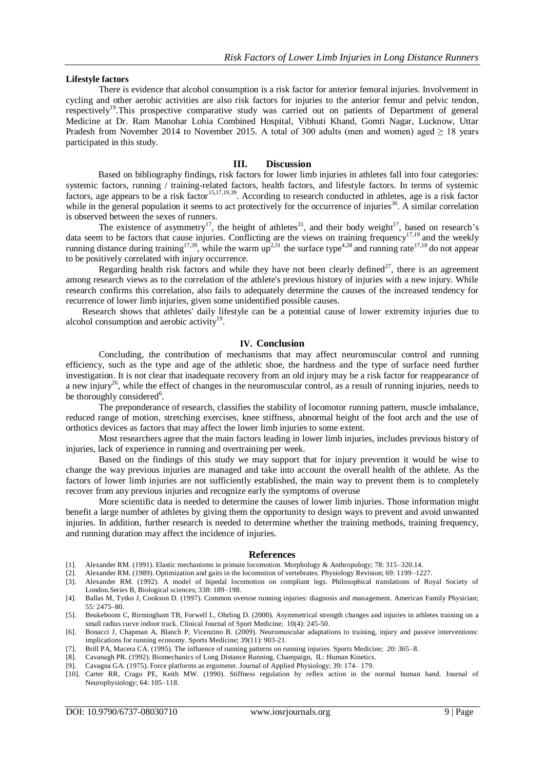### Lifestyle factors

There is evidence that alcohol consumption is a risk factor for anterior femoral injuries. Involvement in cycling and other aerobic activities are also risk factors for injuries to the anterior femur and pelvic tendon, respectively[19].This prospective comparative study was carried out on patients of Department of general Medicine at Dr. Ram Manohar Lohia Combined Hospital, Vibhuti Khand, Gomti Nagar, Lucknow, Uttar Pradesh from November 2014 to November 2015. A total of 300 adults (men and women) aged ≥ 18 years participated in this study.

## III. Discussion

Based on bibliography findings, risk factors for lower limb injuries in athletes fall into four categories: systemic factors, running / training-related factors, health factors, and lifestyle factors. In terms of systemic factors, age appears to be a risk factor[15,17,19,39]. According to research conducted in athletes, age is a risk factor while in the general population it seems to act protectively for the occurrence of injuries[36]. A similar correlation is observed between the sexes of runners.

The existence of asymmetry[17], the height of athletes[31], and their body weight[17], based on research's data seem to be factors that cause injuries. Conflicting are the views on training frequency[17,19] and the weekly running distance during training[17,39], while the warm up[2,31] the surface type[4,28] and running rate[17,18] do not appear to be positively correlated with injury occurrence.

Regarding health risk factors and while they have not been clearly defined[27], there is an agreement among research views as to the correlation of the athlete's previous history of injuries with a new injury. While research confirms this correlation, also fails to adequately determine the causes of the increased tendency for recurrence of lower limb injuries, given some unidentified possible causes.

Research shows that athletes' daily lifestyle can be a potential cause of lower extremity injuries due to alcohol consumption and aerobic activity[19].

## IV. Conclusion

Concluding, the contribution of mechanisms that may affect neuromuscular control and running efficiency, such as the type and age of the athletic shoe, the hardness and the type of surface need further investigation. It is not clear that inadequate recovery from an old injury may be a risk factor for reappearance of a new injury[26], while the effect of changes in the neuromuscular control, as a result of running injuries, needs to be thoroughly considered[6].

The preponderance of research, classifies the stability of locomotor running pattern, muscle imbalance, reduced range of motion, stretching exercises, knee stiffness, abnormal height of the foot arch and the use of orthotics devices as factors that may affect the lower limb injuries to some extent.

Most researchers agree that the main factors leading in lower limb injuries, includes previous history of injuries, lack of experience in running and overtraining per week.

Based on the findings of this study we may support that for injury prevention it would be wise to change the way previous injuries are managed and take into account the overall health of the athlete. As the factors of lower limb injuries are not sufficiently established, the main way to prevent them is to completely recover from any previous injuries and recognize early the symptoms of overuse

More scientific data is needed to determine the causes of lower limb injuries. Those information might benefit a large number of athletes by giving them the opportunity to design ways to prevent and avoid unwanted injuries. In addition, further research is needed to determine whether the training methods, training frequency, and running duration may affect the incidence of injuries.

## References

[1]. Alexander RM. (1991). Elastic mechanisms in primate locomotion. Morphology & Anthropology; 78: 315–320.14.

[2]. Alexander RM. (1989). Optimization and gaits in the locomotion of vertebrates. Physiology Revision; 69: 1199–1227.

[3]. Alexander RM. (1992). A model of bipedal locomotion on compliant legs. Philosophical translations of Royal Society of London.Series B, Biological sciences; 338: 189–198.

[4]. Ballas M, Tytko J, Cookson D. (1997). Common overuse running injuries: diagnosis and management. American Family Physician; 55: 2475–80.

[5]. Beukeboom C, Birmingham TB, Forwell L, Ohrling D. (2000). Asymmetrical strength changes and injuries in athletes training on a small radius curve indoor track. Clinical Journal of Sport Medicine; 10(4): 245-50.

[6]. Bonacci J, Chapman A, Blanch P, Vicenzino B. (2009). Neuromuscular adaptations to training, injury and passive interventions: implications for running economy. Sports Medicine; 39(11): 903-21.

[7]. Brill PA, Macera CA. (1995). The influence of running patterns on running injuries. Sports Medicine; 20: 365–8.

[8]. Cavanagh PR. (1992). Biomechanics of Long Distance Running. Champaign, IL: Human Kinetics.

[9]. Cavagna GA. (1975). Force platforms as ergometer. Journal of Applied Physiology; 39: 174– 179.

[10]. Carter RR, Crago PE, Keith MW. (1990). Stiffness regulation by reflex action in the normal human hand. Journal of Neurophysiology; 64: 105–118.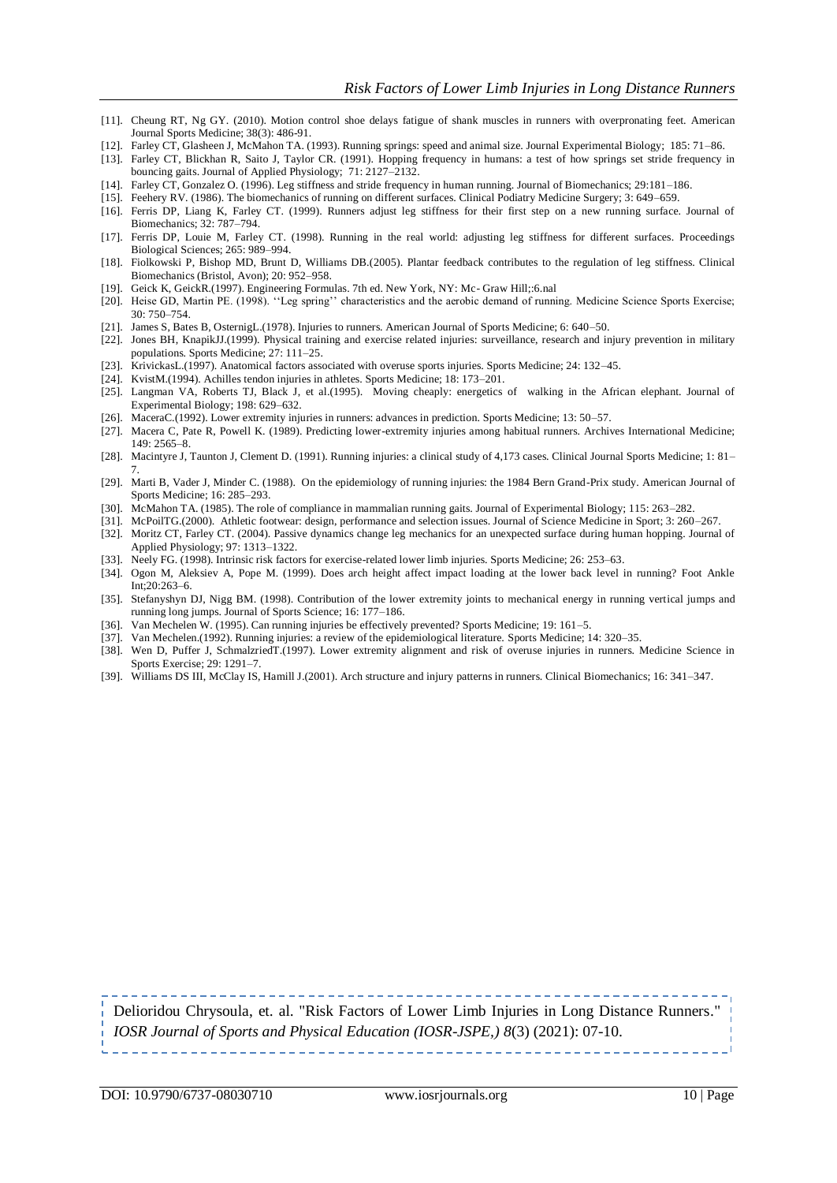[11]. Cheung RT, Ng GY. (2010). Motion control shoe delays fatigue of shank muscles in runners with overpronating feet. American Journal Sports Medicine; 38(3): 486-91.

[12]. Farley CT, Glasheen J, McMahon TA. (1993). Running springs: speed and animal size. Journal Experimental Biology; 185: 71–86.

[13]. Farley CT, Blickhan R, Saito J, Taylor CR. (1991). Hopping frequency in humans: a test of how springs set stride frequency in bouncing gaits. Journal of Applied Physiology; 71: 2127–2132.

[14]. Farley CT, Gonzalez O. (1996). Leg stiffness and stride frequency in human running. Journal of Biomechanics; 29:181–186.

[15]. Feehery RV. (1986). The biomechanics of running on different surfaces. Clinical Podiatry Medicine Surgery; 3: 649–659.

[16]. Ferris DP, Liang K, Farley CT. (1999). Runners adjust leg stiffness for their first step on a new running surface. Journal of Biomechanics; 32: 787–794.

[17]. Ferris DP, Louie M, Farley CT. (1998). Running in the real world: adjusting leg stiffness for different surfaces. Proceedings Biological Sciences; 265: 989–994.

[18]. Fiolkowski P, Bishop MD, Brunt D, Williams DB.(2005). Plantar feedback contributes to the regulation of leg stiffness. Clinical Biomechanics (Bristol, Avon); 20: 952–958.

[19]. Geick K, GeickR.(1997). Engineering Formulas. 7th ed. New York, NY: Mc- Graw Hill;:6.nal

[20]. Heise GD, Martin PE. (1998). ''Leg spring'' characteristics and the aerobic demand of running. Medicine Science Sports Exercise; 30: 750–754.

[21]. James S, Bates B, OsternigL.(1978). Injuries to runners. American Journal of Sports Medicine; 6: 640–50.

[22]. Jones BH, KnapikJJ.(1999). Physical training and exercise related injuries: surveillance, research and injury prevention in military populations. Sports Medicine; 27: 111–25.

[23]. KrivickasL.(1997). Anatomical factors associated with overuse sports injuries. Sports Medicine; 24: 132–45.

[24]. KvistM.(1994). Achilles tendon injuries in athletes. Sports Medicine; 18: 173–201.

[25]. Langman VA, Roberts TJ, Black J, et al.(1995). Moving cheaply: energetics of walking in the African elephant. Journal of Experimental Biology; 198: 629–632.

[26]. MaceraC.(1992). Lower extremity injuries in runners: advances in prediction. Sports Medicine; 13: 50–57.

[27]. Macera C, Pate R, Powell K. (1989). Predicting lower-extremity injuries among habitual runners. Archives International Medicine; 149: 2565–8.

[28]. Macintyre J, Taunton J, Clement D. (1991). Running injuries: a clinical study of 4,173 cases. Clinical Journal Sports Medicine; 1: 81–7.

[29]. Marti B, Vader J, Minder C. (1988). On the epidemiology of running injuries: the 1984 Bern Grand-Prix study. American Journal of Sports Medicine; 16: 285–293.

[30]. McMahon TA. (1985). The role of compliance in mammalian running gaits. Journal of Experimental Biology; 115: 263–282.

[31]. McPoilTG.(2000). Athletic footwear: design, performance and selection issues. Journal of Science Medicine in Sport; 3: 260–267.

[32]. Moritz CT, Farley CT. (2004). Passive dynamics change leg mechanics for an unexpected surface during human hopping. Journal of Applied Physiology; 97: 1313–1322.

[33]. Neely FG. (1998). Intrinsic risk factors for exercise-related lower limb injuries. Sports Medicine; 26: 253–63.

[34]. Ogon M, Aleksiev A, Pope M. (1999). Does arch height affect impact loading at the lower back level in running? Foot Ankle Int;20:263–6.

[35]. Stefanyshyn DJ, Nigg BM. (1998). Contribution of the lower extremity joints to mechanical energy in running vertical jumps and running long jumps. Journal of Sports Science; 16: 177–186.

[36]. Van Mechelen W. (1995). Can running injuries be effectively prevented? Sports Medicine; 19: 161–5.

[37]. Van Mechelen.(1992). Running injuries: a review of the epidemiological literature. Sports Medicine; 14: 320–35.

[38]. Wen D, Puffer J, SchmalzriedT.(1997). Lower extremity alignment and risk of overuse injuries in runners. Medicine Science in Sports Exercise; 29: 1291–7.

[39]. Williams DS III, McClay IS, Hamill J.(2001). Arch structure and injury patterns in runners. Clinical Biomechanics; 16: 341–347.

Delioridou Chrysoula, et. al. "Risk Factors of Lower Limb Injuries in Long Distance Runners." *IOSR Journal of Sports and Physical Education (IOSR-JSPE,) 8*(3) (2021): 07-10.